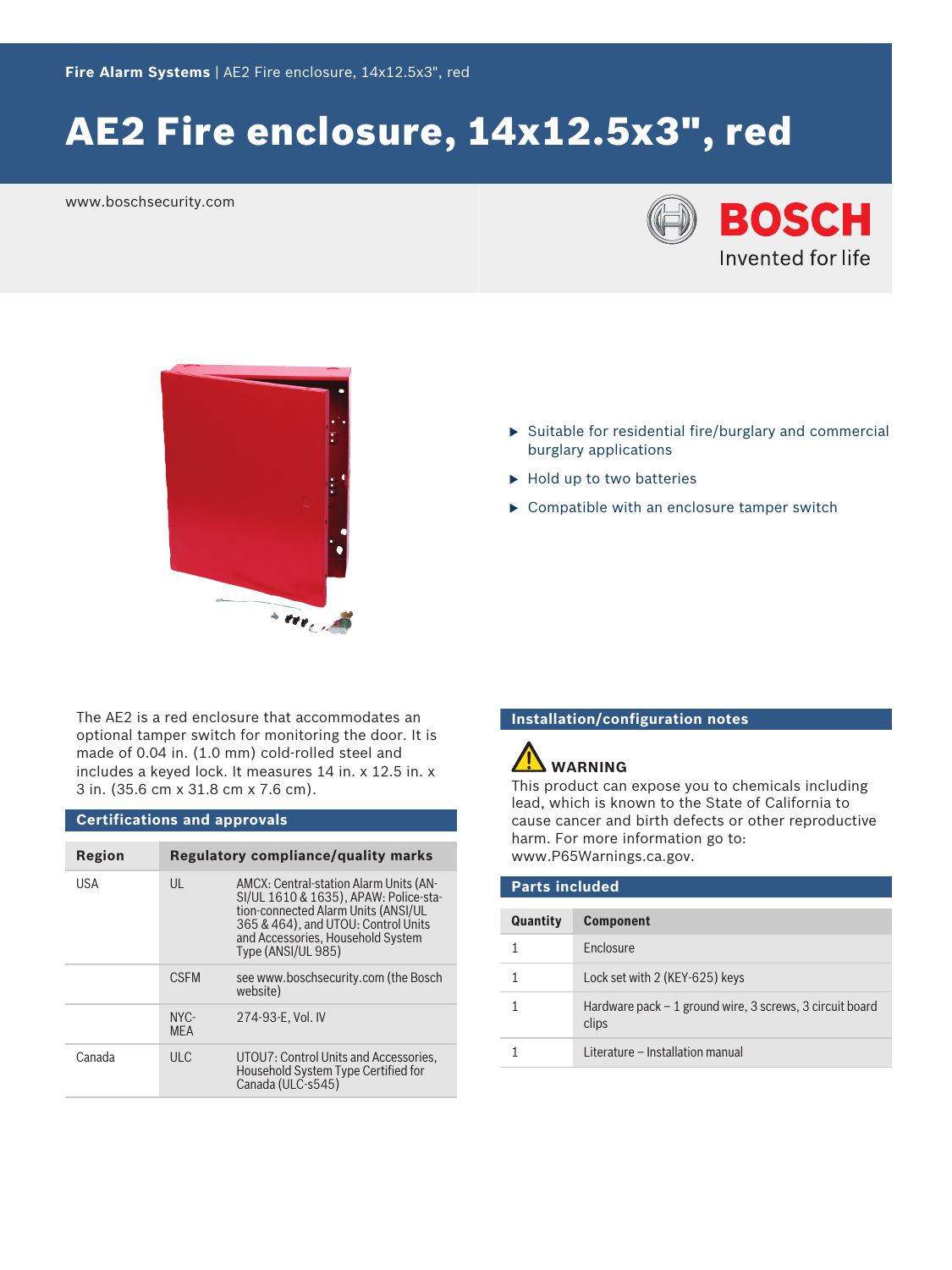**Fire Alarm Systems** | AE2 Fire enclosure, 14x12.5x3", red

# AE2 Fire enclosure, 14x12.5x3", red

www.boschsecurity.com

BOSCH
Invented for life

- Suitable for residential fire/burglary and commercial burglary applications
- Hold up to two batteries
- Compatible with an enclosure tamper switch

The AE2 is a red enclosure that accommodates an optional tamper switch for monitoring the door. It is made of 0.04 in. (1.0 mm) cold-rolled steel and includes a keyed lock. It measures 14 in. x 12.5 in. x 3 in. (35.6 cm x 31.8 cm x 7.6 cm).

## Certifications and approvals

| Region | Regulatory compliance/quality marks | |
|---|---|---|
| USA | UL | AMCX: Central-station Alarm Units (ANSI/UL 1610 & 1635), APAW: Police-station-connected Alarm Units (ANSI/UL 365 & 464), and UTOU: Control Units and Accessories, Household System Type (ANSI/UL 985) |
| | CSFM | see www.boschsecurity.com (the Bosch website) |
| | NYC-MEA | 274-93-E, Vol. IV |
| Canada | ULC | UTOU7: Control Units and Accessories, Household System Type Certified for Canada (ULC-s545) |

## Installation/configuration notes

**WARNING**
This product can expose you to chemicals including lead, which is known to the State of California to cause cancer and birth defects or other reproductive harm. For more information go to: www.P65Warnings.ca.gov.

## Parts included

| Quantity | Component |
|---|---|
| 1 | Enclosure |
| 1 | Lock set with 2 (KEY-625) keys |
| 1 | Hardware pack – 1 ground wire, 3 screws, 3 circuit board clips |
| 1 | Literature – Installation manual |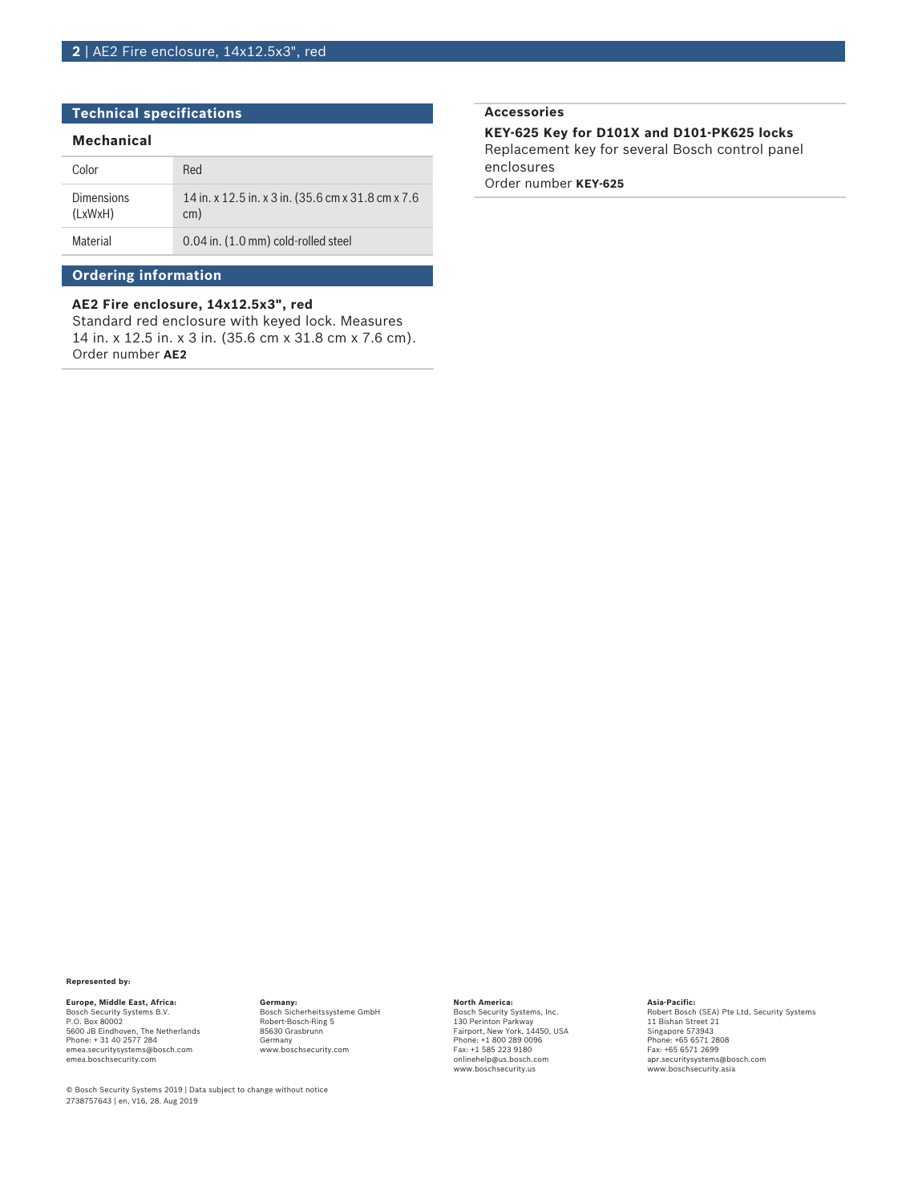## Technical specifications

### Mechanical

| | |
|---|---|
| Color | Red |
| Dimensions (LxWxH) | 14 in. x 12.5 in. x 3 in. (35.6 cm x 31.8 cm x 7.6 cm) |
| Material | 0.04 in. (1.0 mm) cold-rolled steel |

## Ordering information

**AE2 Fire enclosure, 14x12.5x3", red**
Standard red enclosure with keyed lock. Measures 14 in. x 12.5 in. x 3 in. (35.6 cm x 31.8 cm x 7.6 cm).
Order number **AE2**

## Accessories

**KEY-625 Key for D101X and D101-PK625 locks**
Replacement key for several Bosch control panel enclosures
Order number **KEY-625**

**Represented by:**

**Europe, Middle East, Africa:**
Bosch Security Systems B.V.
P.O. Box 80002
5600 JB Eindhoven, The Netherlands
Phone: + 31 40 2577 284
emea.securitysystems@bosch.com
emea.boschsecurity.com

**Germany:**
Bosch Sicherheitssysteme GmbH
Robert-Bosch-Ring 5
85630 Grasbrunn
Germany
www.boschsecurity.com

**North America:**
Bosch Security Systems, Inc.
130 Perinton Parkway
Fairport, New York, 14450, USA
Phone: +1 800 289 0096
Fax: +1 585 223 9180
onlinehelp@us.bosch.com
www.boschsecurity.us

**Asia-Pacific:**
Robert Bosch (SEA) Pte Ltd, Security Systems
11 Bishan Street 21
Singapore 573943
Phone: +65 6571 2808
Fax: +65 6571 2699
apr.securitysystems@bosch.com
www.boschsecurity.asia

© Bosch Security Systems 2019 | Data subject to change without notice
2738757643 | en, V16, 28. Aug 2019